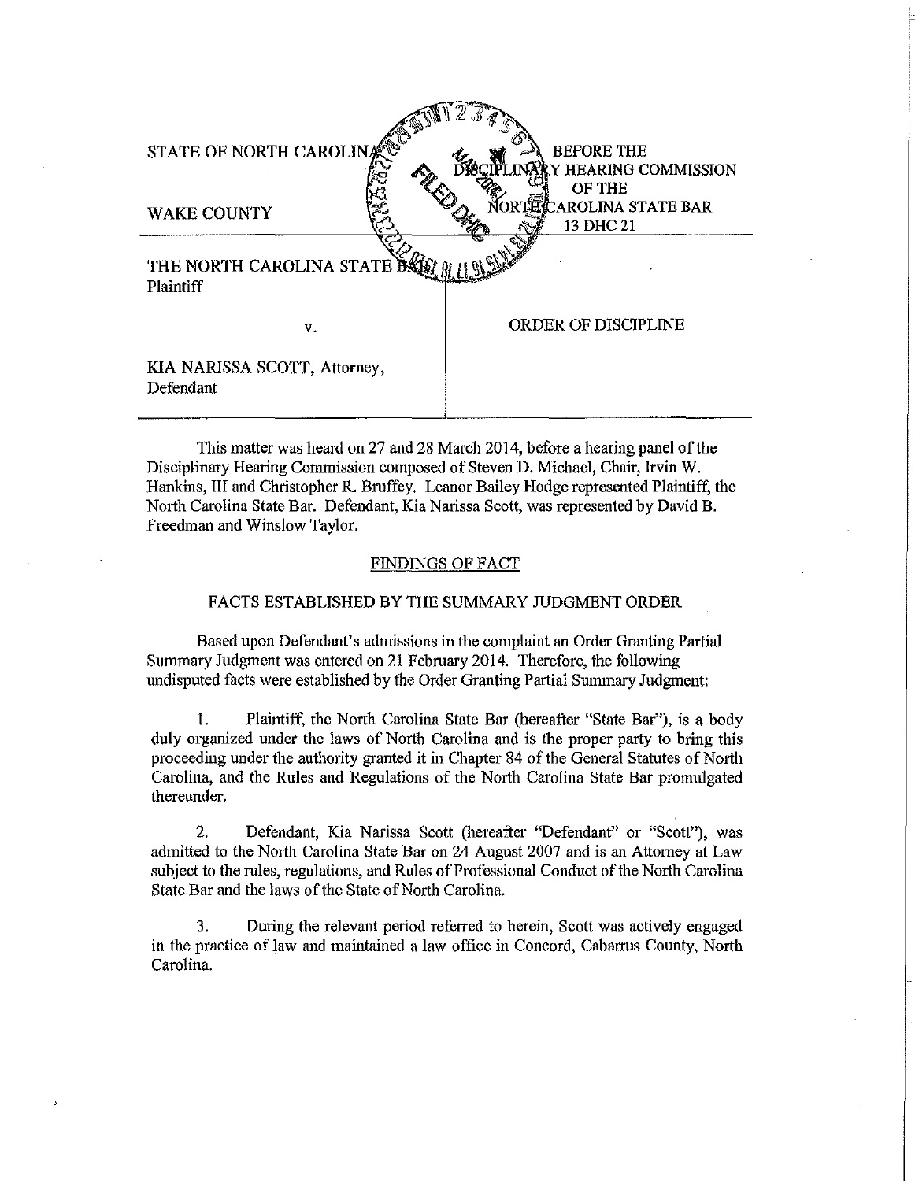STATE OF NORTH CAROLINA

WAKE COUNTY

BEFORE THE DISCIPLINARY HEARING COMMISSION OF THE NORTH CAROLINA STATE BAR 13 DHC 21

| | |
|---|---|
| THE NORTH CAROLINA STATE BAR, Plaintiff | |
| v. | ORDER OF DISCIPLINE |
| KIA NARISSA SCOTT, Attorney, Defendant | |

This matter was heard on 27 and 28 March 2014, before a hearing panel of the Disciplinary Hearing Commission composed of Steven D. Michael, Chair, Irvin W. Hankins, III and Christopher R. Bruffey. Leanor Bailey Hodge represented Plaintiff, the North Carolina State Bar. Defendant, Kia Narissa Scott, was represented by David B. Freedman and Winslow Taylor.

## FINDINGS OF FACT

### FACTS ESTABLISHED BY THE SUMMARY JUDGMENT ORDER

Based upon Defendant's admissions in the complaint an Order Granting Partial Summary Judgment was entered on 21 February 2014. Therefore, the following undisputed facts were established by the Order Granting Partial Summary Judgment:

1. Plaintiff, the North Carolina State Bar (hereafter "State Bar"), is a body duly organized under the laws of North Carolina and is the proper party to bring this proceeding under the authority granted it in Chapter 84 of the General Statutes of North Carolina, and the Rules and Regulations of the North Carolina State Bar promulgated thereunder.

2. Defendant, Kia Narissa Scott (hereafter "Defendant" or "Scott"), was admitted to the North Carolina State Bar on 24 August 2007 and is an Attorney at Law subject to the rules, regulations, and Rules of Professional Conduct of the North Carolina State Bar and the laws of the State of North Carolina.

3. During the relevant period referred to herein, Scott was actively engaged in the practice of law and maintained a law office in Concord, Cabarrus County, North Carolina.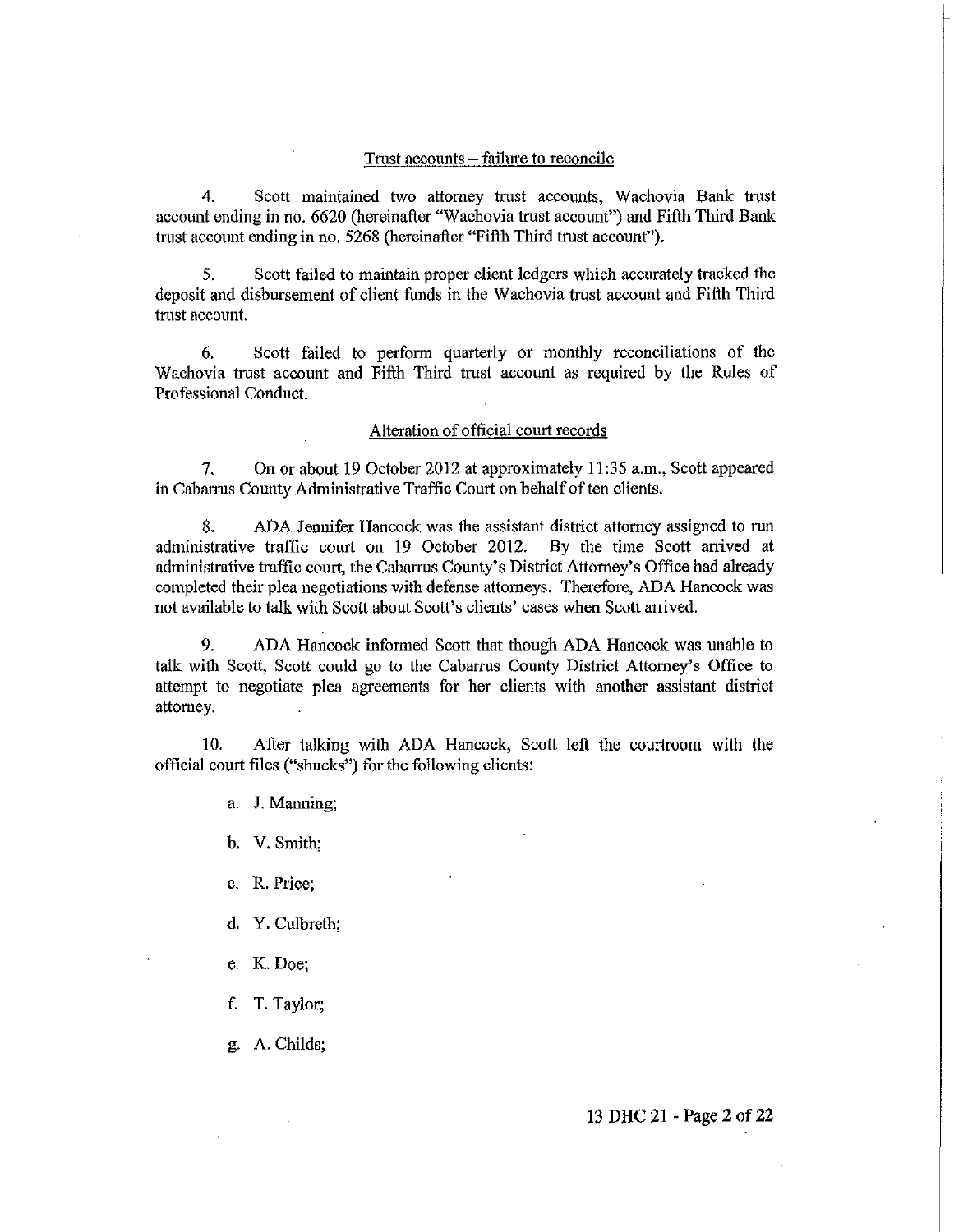Trust accounts – failure to reconcile

4. Scott maintained two attorney trust accounts, Wachovia Bank trust account ending in no. 6620 (hereinafter "Wachovia trust account") and Fifth Third Bank trust account ending in no. 5268 (hereinafter "Fifth Third trust account").

5. Scott failed to maintain proper client ledgers which accurately tracked the deposit and disbursement of client funds in the Wachovia trust account and Fifth Third trust account.

6. Scott failed to perform quarterly or monthly reconciliations of the Wachovia trust account and Fifth Third trust account as required by the Rules of Professional Conduct.

Alteration of official court records

7. On or about 19 October 2012 at approximately 11:35 a.m., Scott appeared in Cabarrus County Administrative Traffic Court on behalf of ten clients.

8. ADA Jennifer Hancock was the assistant district attorney assigned to run administrative traffic court on 19 October 2012. By the time Scott arrived at administrative traffic court, the Cabarrus County's District Attorney's Office had already completed their plea negotiations with defense attorneys. Therefore, ADA Hancock was not available to talk with Scott about Scott's clients' cases when Scott arrived.

9. ADA Hancock informed Scott that though ADA Hancock was unable to talk with Scott, Scott could go to the Cabarrus County District Attorney's Office to attempt to negotiate plea agreements for her clients with another assistant district attorney.

10. After talking with ADA Hancock, Scott left the courtroom with the official court files ("shucks") for the following clients:

a. J. Manning;

b. V. Smith;

c. R. Price;

d. Y. Culbreth;

e. K. Doe;

f. T. Taylor;

g. A. Childs;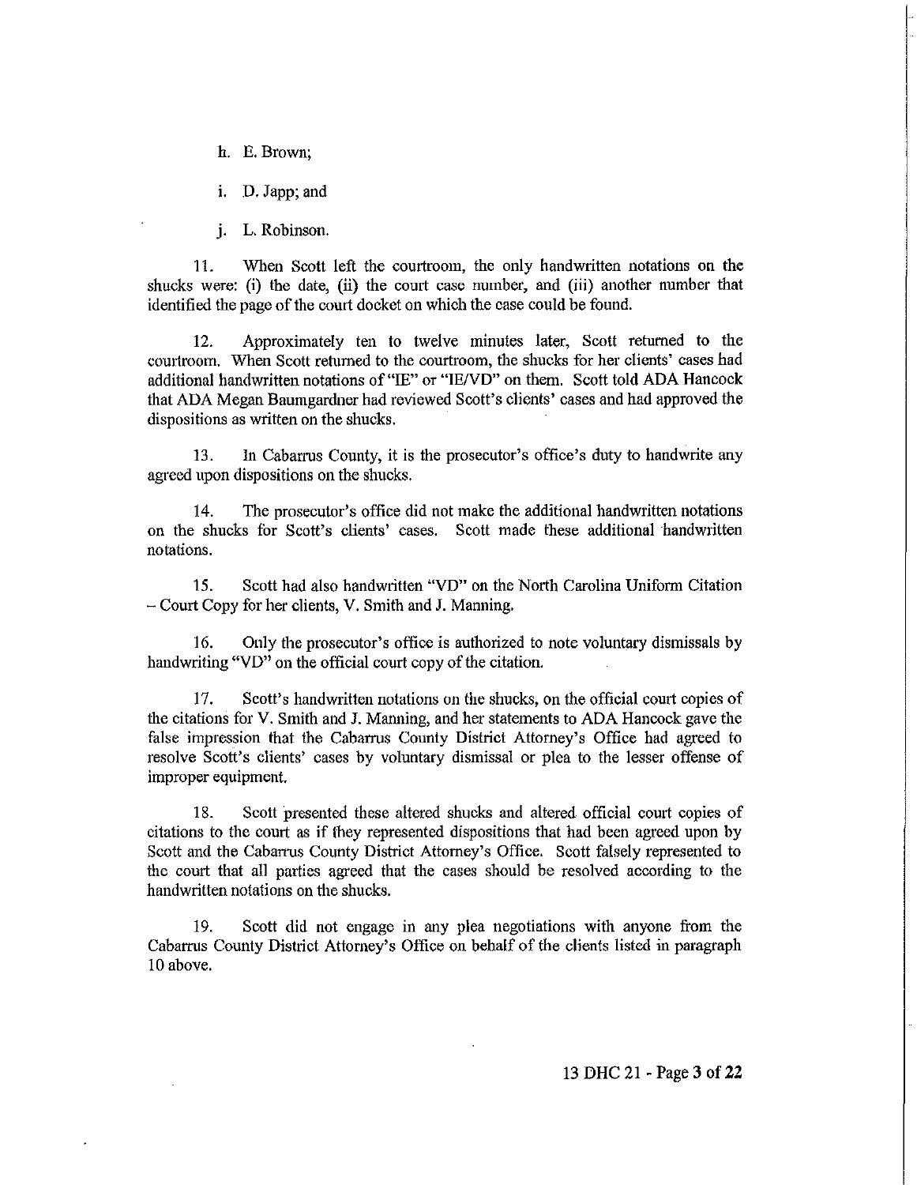h. E. Brown;

i. D. Japp; and

j. L. Robinson.

11. When Scott left the courtroom, the only handwritten notations on the shucks were: (i) the date, (ii) the court case number, and (iii) another number that identified the page of the court docket on which the case could be found.

12. Approximately ten to twelve minutes later, Scott returned to the courtroom. When Scott returned to the courtroom, the shucks for her clients' cases had additional handwritten notations of "IE" or "IE/VD" on them. Scott told ADA Hancock that ADA Megan Baumgardner had reviewed Scott's clients' cases and had approved the dispositions as written on the shucks.

13. In Cabarrus County, it is the prosecutor's office's duty to handwrite any agreed upon dispositions on the shucks.

14. The prosecutor's office did not make the additional handwritten notations on the shucks for Scott's clients' cases. Scott made these additional handwritten notations.

15. Scott had also handwritten "VD" on the North Carolina Uniform Citation – Court Copy for her clients, V. Smith and J. Manning.

16. Only the prosecutor's office is authorized to note voluntary dismissals by handwriting "VD" on the official court copy of the citation.

17. Scott's handwritten notations on the shucks, on the official court copies of the citations for V. Smith and J. Manning, and her statements to ADA Hancock gave the false impression that the Cabarrus County District Attorney's Office had agreed to resolve Scott's clients' cases by voluntary dismissal or plea to the lesser offense of improper equipment.

18. Scott presented these altered shucks and altered official court copies of citations to the court as if they represented dispositions that had been agreed upon by Scott and the Cabarrus County District Attorney's Office. Scott falsely represented to the court that all parties agreed that the cases should be resolved according to the handwritten notations on the shucks.

19. Scott did not engage in any plea negotiations with anyone from the Cabarrus County District Attorney's Office on behalf of the clients listed in paragraph 10 above.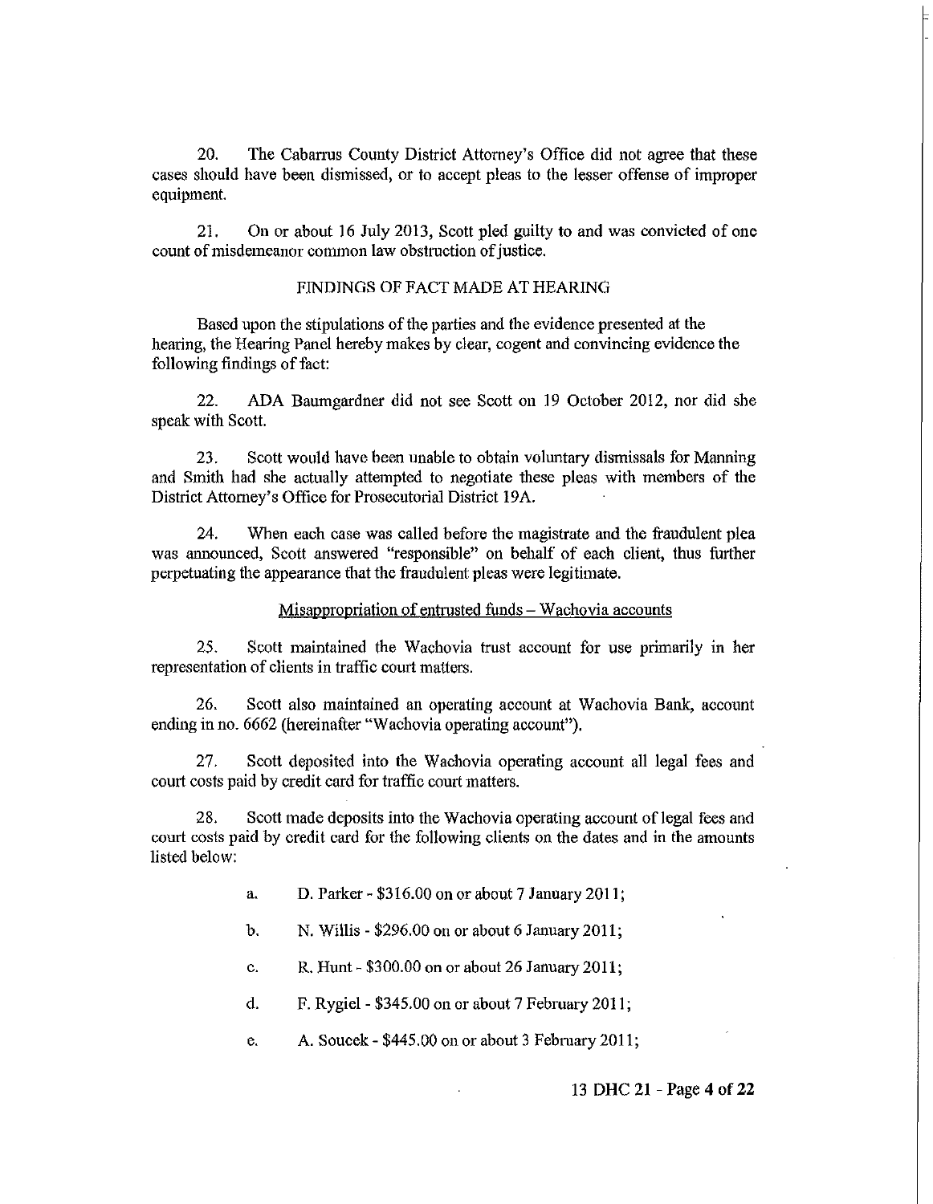20. The Cabarrus County District Attorney's Office did not agree that these cases should have been dismissed, or to accept pleas to the lesser offense of improper equipment.

21. On or about 16 July 2013, Scott pled guilty to and was convicted of one count of misdemeanor common law obstruction of justice.

FINDINGS OF FACT MADE AT HEARING

Based upon the stipulations of the parties and the evidence presented at the hearing, the Hearing Panel hereby makes by clear, cogent and convincing evidence the following findings of fact:

22. ADA Baumgardner did not see Scott on 19 October 2012, nor did she speak with Scott.

23. Scott would have been unable to obtain voluntary dismissals for Manning and Smith had she actually attempted to negotiate these pleas with members of the District Attorney's Office for Prosecutorial District 19A.

24. When each case was called before the magistrate and the fraudulent plea was announced, Scott answered "responsible" on behalf of each client, thus further perpetuating the appearance that the fraudulent pleas were legitimate.

Misappropriation of entrusted funds – Wachovia accounts

25. Scott maintained the Wachovia trust account for use primarily in her representation of clients in traffic court matters.

26. Scott also maintained an operating account at Wachovia Bank, account ending in no. 6662 (hereinafter "Wachovia operating account").

27. Scott deposited into the Wachovia operating account all legal fees and court costs paid by credit card for traffic court matters.

28. Scott made deposits into the Wachovia operating account of legal fees and court costs paid by credit card for the following clients on the dates and in the amounts listed below:

a. D. Parker - $316.00 on or about 7 January 2011;

b. N. Willis - $296.00 on or about 6 January 2011;

c. R. Hunt - $300.00 on or about 26 January 2011;

d. F. Rygiel - $345.00 on or about 7 February 2011;

e. A. Soucek - $445.00 on or about 3 February 2011;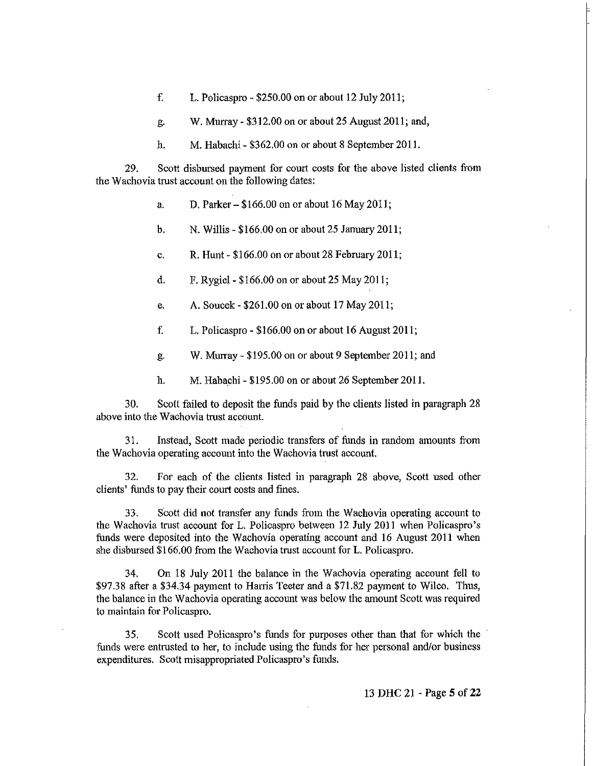f. L. Policaspro - \$250.00 on or about 12 July 2011;

g. W. Murray - \$312.00 on or about 25 August 2011; and,

h. M. Habachi - \$362.00 on or about 8 September 2011.

29. Scott disbursed payment for court costs for the above listed clients from the Wachovia trust account on the following dates:

a. D. Parker – \$166.00 on or about 16 May 2011;

b. N. Willis - \$166.00 on or about 25 January 2011;

c. R. Hunt - \$166.00 on or about 28 February 2011;

d. F. Rygiel - \$166.00 on or about 25 May 2011;

e. A. Soucek - \$261.00 on or about 17 May 2011;

f. L. Policaspro - \$166.00 on or about 16 August 2011;

g. W. Murray - \$195.00 on or about 9 September 2011; and

h. M. Habachi - \$195.00 on or about 26 September 2011.

30. Scott failed to deposit the funds paid by the clients listed in paragraph 28 above into the Wachovia trust account.

31. Instead, Scott made periodic transfers of funds in random amounts from the Wachovia operating account into the Wachovia trust account.

32. For each of the clients listed in paragraph 28 above, Scott used other clients' funds to pay their court costs and fines.

33. Scott did not transfer any funds from the Wachovia operating account to the Wachovia trust account for L. Policaspro between 12 July 2011 when Policaspro's funds were deposited into the Wachovia operating account and 16 August 2011 when she disbursed \$166.00 from the Wachovia trust account for L. Policaspro.

34. On 18 July 2011 the balance in the Wachovia operating account fell to \$97.38 after a \$34.34 payment to Harris Teeter and a \$71.82 payment to Wilco. Thus, the balance in the Wachovia operating account was below the amount Scott was required to maintain for Policaspro.

35. Scott used Policaspro's funds for purposes other than that for which the funds were entrusted to her, to include using the funds for her personal and/or business expenditures. Scott misappropriated Policaspro's funds.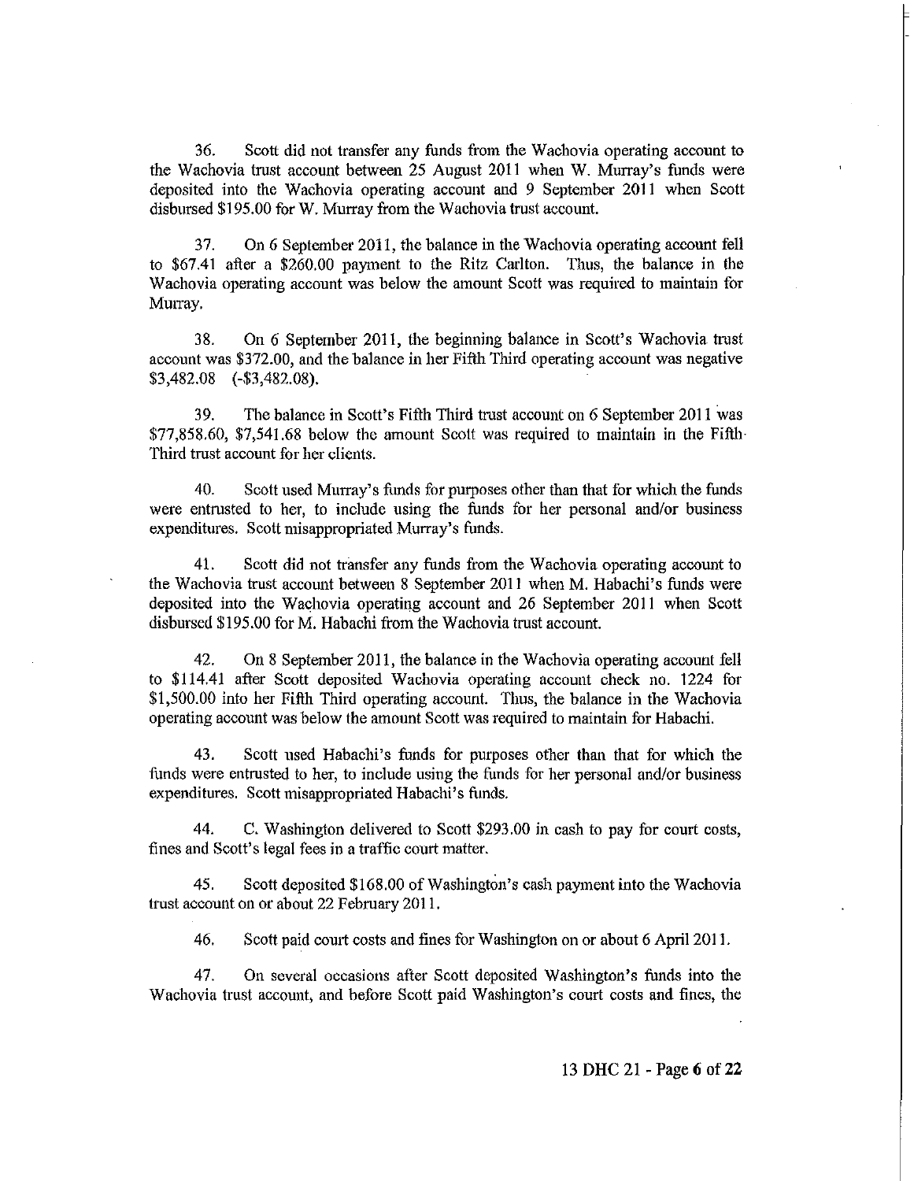36. Scott did not transfer any funds from the Wachovia operating account to the Wachovia trust account between 25 August 2011 when W. Murray's funds were deposited into the Wachovia operating account and 9 September 2011 when Scott disbursed $195.00 for W. Murray from the Wachovia trust account.

37. On 6 September 2011, the balance in the Wachovia operating account fell to $67.41 after a $260.00 payment to the Ritz Carlton. Thus, the balance in the Wachovia operating account was below the amount Scott was required to maintain for Murray.

38. On 6 September 2011, the beginning balance in Scott's Wachovia trust account was $372.00, and the balance in her Fifth Third operating account was negative $3,482.08 (-$3,482.08).

39. The balance in Scott's Fifth Third trust account on 6 September 2011 was $77,858.60, $7,541.68 below the amount Scott was required to maintain in the Fifth Third trust account for her clients.

40. Scott used Murray's funds for purposes other than that for which the funds were entrusted to her, to include using the funds for her personal and/or business expenditures. Scott misappropriated Murray's funds.

41. Scott did not transfer any funds from the Wachovia operating account to the Wachovia trust account between 8 September 2011 when M. Habachi's funds were deposited into the Wachovia operating account and 26 September 2011 when Scott disbursed $195.00 for M. Habachi from the Wachovia trust account.

42. On 8 September 2011, the balance in the Wachovia operating account fell to $114.41 after Scott deposited Wachovia operating account check no. 1224 for $1,500.00 into her Fifth Third operating account. Thus, the balance in the Wachovia operating account was below the amount Scott was required to maintain for Habachi.

43. Scott used Habachi's funds for purposes other than that for which the funds were entrusted to her, to include using the funds for her personal and/or business expenditures. Scott misappropriated Habachi's funds.

44. C. Washington delivered to Scott $293.00 in cash to pay for court costs, fines and Scott's legal fees in a traffic court matter.

45. Scott deposited $168.00 of Washington's cash payment into the Wachovia trust account on or about 22 February 2011.

46. Scott paid court costs and fines for Washington on or about 6 April 2011.

47. On several occasions after Scott deposited Washington's funds into the Wachovia trust account, and before Scott paid Washington's court costs and fines, the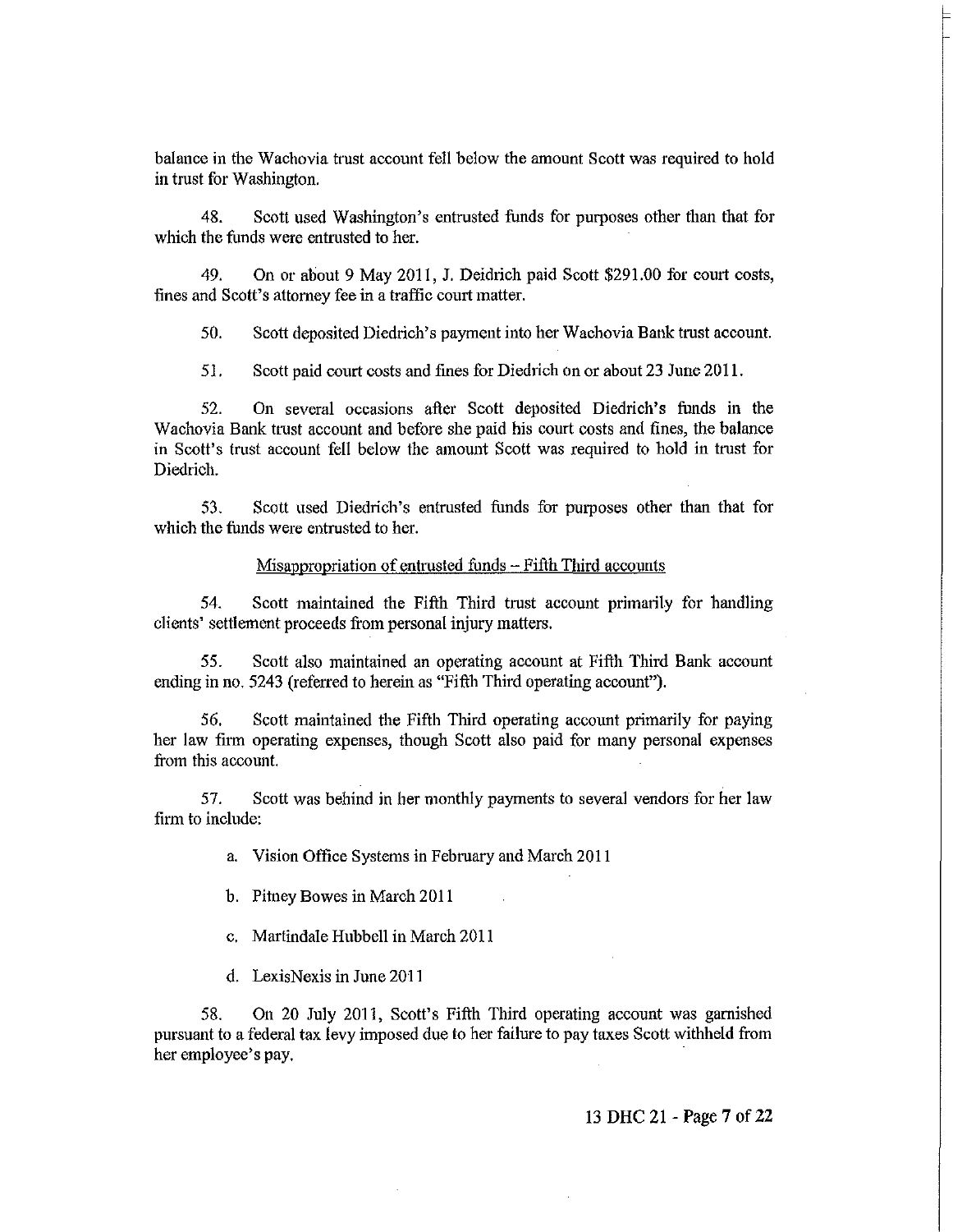balance in the Wachovia trust account fell below the amount Scott was required to hold in trust for Washington.

48. Scott used Washington's entrusted funds for purposes other than that for which the funds were entrusted to her.

49. On or about 9 May 2011, J. Deidrich paid Scott $291.00 for court costs, fines and Scott's attorney fee in a traffic court matter.

50. Scott deposited Diedrich's payment into her Wachovia Bank trust account.

51. Scott paid court costs and fines for Diedrich on or about 23 June 2011.

52. On several occasions after Scott deposited Diedrich's funds in the Wachovia Bank trust account and before she paid his court costs and fines, the balance in Scott's trust account fell below the amount Scott was required to hold in trust for Diedrich.

53. Scott used Diedrich's entrusted funds for purposes other than that for which the funds were entrusted to her.

Misappropriation of entrusted funds – Fifth Third accounts

54. Scott maintained the Fifth Third trust account primarily for handling clients' settlement proceeds from personal injury matters.

55. Scott also maintained an operating account at Fifth Third Bank account ending in no. 5243 (referred to herein as "Fifth Third operating account").

56. Scott maintained the Fifth Third operating account primarily for paying her law firm operating expenses, though Scott also paid for many personal expenses from this account.

57. Scott was behind in her monthly payments to several vendors for her law firm to include:

a. Vision Office Systems in February and March 2011

b. Pitney Bowes in March 2011

c. Martindale Hubbell in March 2011

d. LexisNexis in June 2011

58. On 20 July 2011, Scott's Fifth Third operating account was garnished pursuant to a federal tax levy imposed due to her failure to pay taxes Scott withheld from her employee's pay.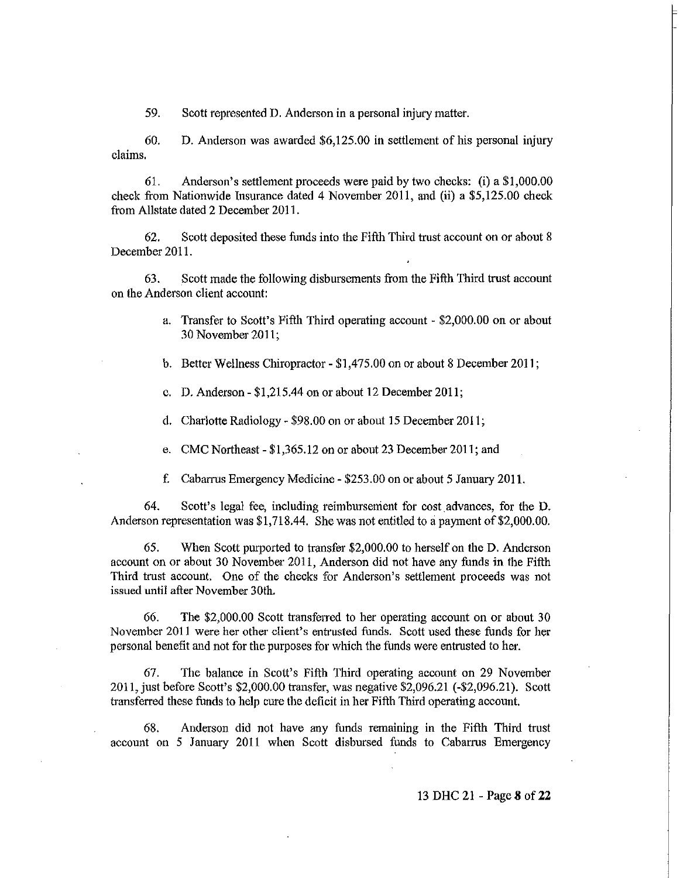59. Scott represented D. Anderson in a personal injury matter.

60. D. Anderson was awarded $6,125.00 in settlement of his personal injury claims.

61. Anderson's settlement proceeds were paid by two checks: (i) a $1,000.00 check from Nationwide Insurance dated 4 November 2011, and (ii) a $5,125.00 check from Allstate dated 2 December 2011.

62. Scott deposited these funds into the Fifth Third trust account on or about 8 December 2011.

63. Scott made the following disbursements from the Fifth Third trust account on the Anderson client account:

a. Transfer to Scott's Fifth Third operating account - $2,000.00 on or about 30 November 2011;

b. Better Wellness Chiropractor - $1,475.00 on or about 8 December 2011;

c. D. Anderson - $1,215.44 on or about 12 December 2011;

d. Charlotte Radiology - $98.00 on or about 15 December 2011;

e. CMC Northeast - $1,365.12 on or about 23 December 2011; and

f. Cabarrus Emergency Medicine - $253.00 on or about 5 January 2011.

64. Scott's legal fee, including reimbursement for cost advances, for the D. Anderson representation was $1,718.44. She was not entitled to a payment of $2,000.00.

65. When Scott purported to transfer $2,000.00 to herself on the D. Anderson account on or about 30 November 2011, Anderson did not have any funds in the Fifth Third trust account. One of the checks for Anderson's settlement proceeds was not issued until after November 30th.

66. The $2,000.00 Scott transferred to her operating account on or about 30 November 2011 were her other client's entrusted funds. Scott used these funds for her personal benefit and not for the purposes for which the funds were entrusted to her.

67. The balance in Scott's Fifth Third operating account on 29 November 2011, just before Scott's $2,000.00 transfer, was negative $2,096.21 (-$2,096.21). Scott transferred these funds to help cure the deficit in her Fifth Third operating account.

68. Anderson did not have any funds remaining in the Fifth Third trust account on 5 January 2011 when Scott disbursed funds to Cabarrus Emergency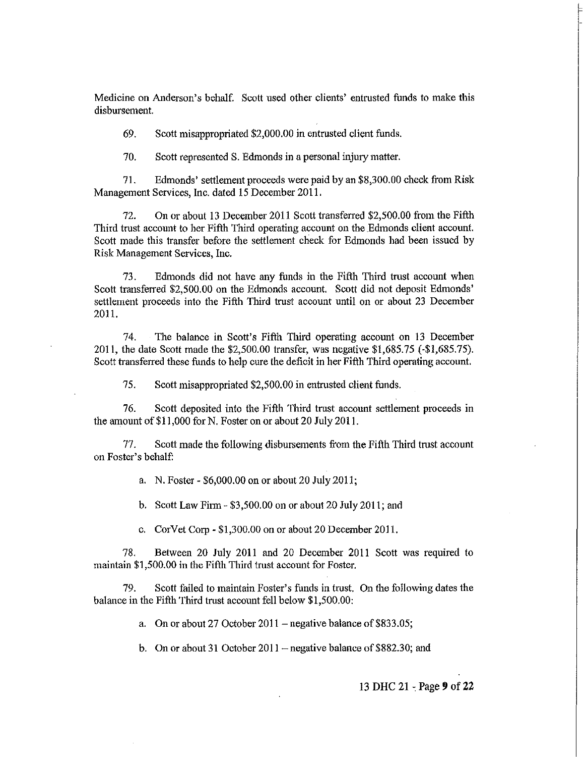Medicine on Anderson's behalf. Scott used other clients' entrusted funds to make this disbursement.

69. Scott misappropriated $2,000.00 in entrusted client funds.

70. Scott represented S. Edmonds in a personal injury matter.

71. Edmonds' settlement proceeds were paid by an $8,300.00 check from Risk Management Services, Inc. dated 15 December 2011.

72. On or about 13 December 2011 Scott transferred $2,500.00 from the Fifth Third trust account to her Fifth Third operating account on the Edmonds client account. Scott made this transfer before the settlement check for Edmonds had been issued by Risk Management Services, Inc.

73. Edmonds did not have any funds in the Fifth Third trust account when Scott transferred $2,500.00 on the Edmonds account. Scott did not deposit Edmonds' settlement proceeds into the Fifth Third trust account until on or about 23 December 2011.

74. The balance in Scott's Fifth Third operating account on 13 December 2011, the date Scott made the $2,500.00 transfer, was negative $1,685.75 (-$1,685.75). Scott transferred these funds to help cure the deficit in her Fifth Third operating account.

75. Scott misappropriated $2,500.00 in entrusted client funds.

76. Scott deposited into the Fifth Third trust account settlement proceeds in the amount of $11,000 for N. Foster on or about 20 July 2011.

77. Scott made the following disbursements from the Fifth Third trust account on Foster's behalf:

a. N. Foster - $6,000.00 on or about 20 July 2011;

b. Scott Law Firm - $3,500.00 on or about 20 July 2011; and

c. CorVet Corp - $1,300.00 on or about 20 December 2011.

78. Between 20 July 2011 and 20 December 2011 Scott was required to maintain $1,500.00 in the Fifth Third trust account for Foster.

79. Scott failed to maintain Foster's funds in trust. On the following dates the balance in the Fifth Third trust account fell below $1,500.00:

a. On or about 27 October 2011 – negative balance of $833.05;

b. On or about 31 October 2011 – negative balance of $882.30; and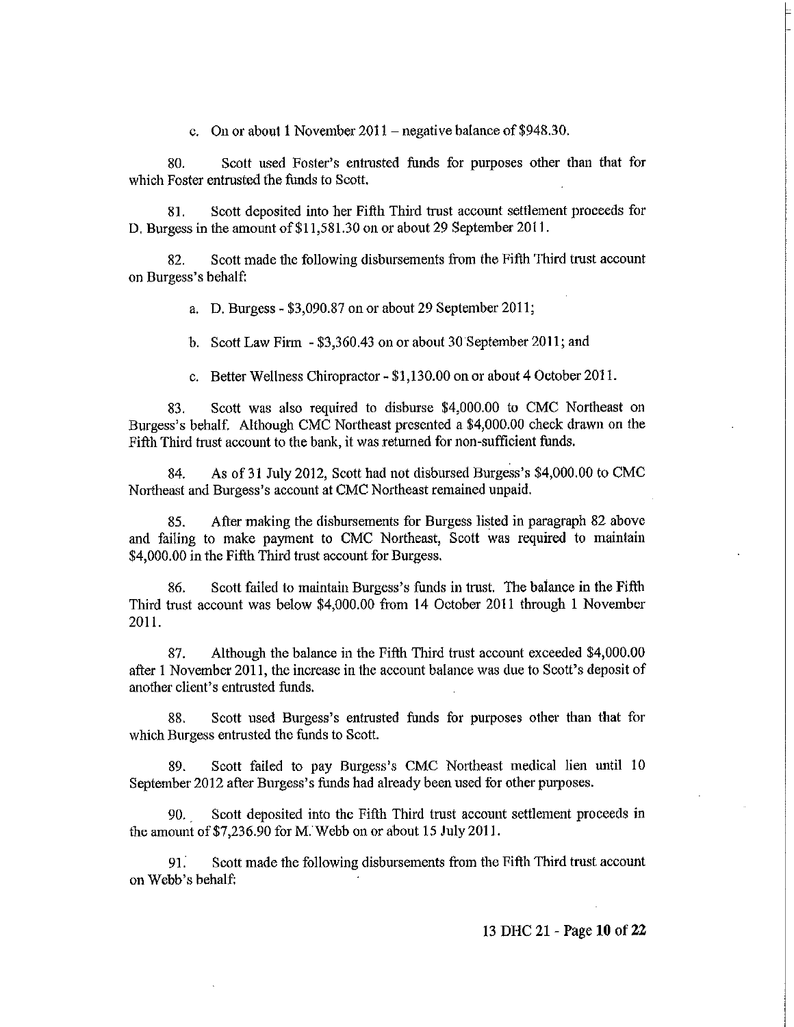c. On or about 1 November 2011 – negative balance of $948.30.

80. Scott used Foster's entrusted funds for purposes other than that for which Foster entrusted the funds to Scott.

81. Scott deposited into her Fifth Third trust account settlement proceeds for D. Burgess in the amount of $11,581.30 on or about 29 September 2011.

82. Scott made the following disbursements from the Fifth Third trust account on Burgess's behalf:

a. D. Burgess - $3,090.87 on or about 29 September 2011;

b. Scott Law Firm - $3,360.43 on or about 30 September 2011; and

c. Better Wellness Chiropractor - $1,130.00 on or about 4 October 2011.

83. Scott was also required to disburse $4,000.00 to CMC Northeast on Burgess's behalf. Although CMC Northeast presented a $4,000.00 check drawn on the Fifth Third trust account to the bank, it was returned for non-sufficient funds.

84. As of 31 July 2012, Scott had not disbursed Burgess's $4,000.00 to CMC Northeast and Burgess's account at CMC Northeast remained unpaid.

85. After making the disbursements for Burgess listed in paragraph 82 above and failing to make payment to CMC Northeast, Scott was required to maintain $4,000.00 in the Fifth Third trust account for Burgess.

86. Scott failed to maintain Burgess's funds in trust. The balance in the Fifth Third trust account was below $4,000.00 from 14 October 2011 through 1 November 2011.

87. Although the balance in the Fifth Third trust account exceeded $4,000.00 after 1 November 2011, the increase in the account balance was due to Scott's deposit of another client's entrusted funds.

88. Scott used Burgess's entrusted funds for purposes other than that for which Burgess entrusted the funds to Scott.

89. Scott failed to pay Burgess's CMC Northeast medical lien until 10 September 2012 after Burgess's funds had already been used for other purposes.

90. Scott deposited into the Fifth Third trust account settlement proceeds in the amount of $7,236.90 for M. Webb on or about 15 July 2011.

91. Scott made the following disbursements from the Fifth Third trust account on Webb's behalf: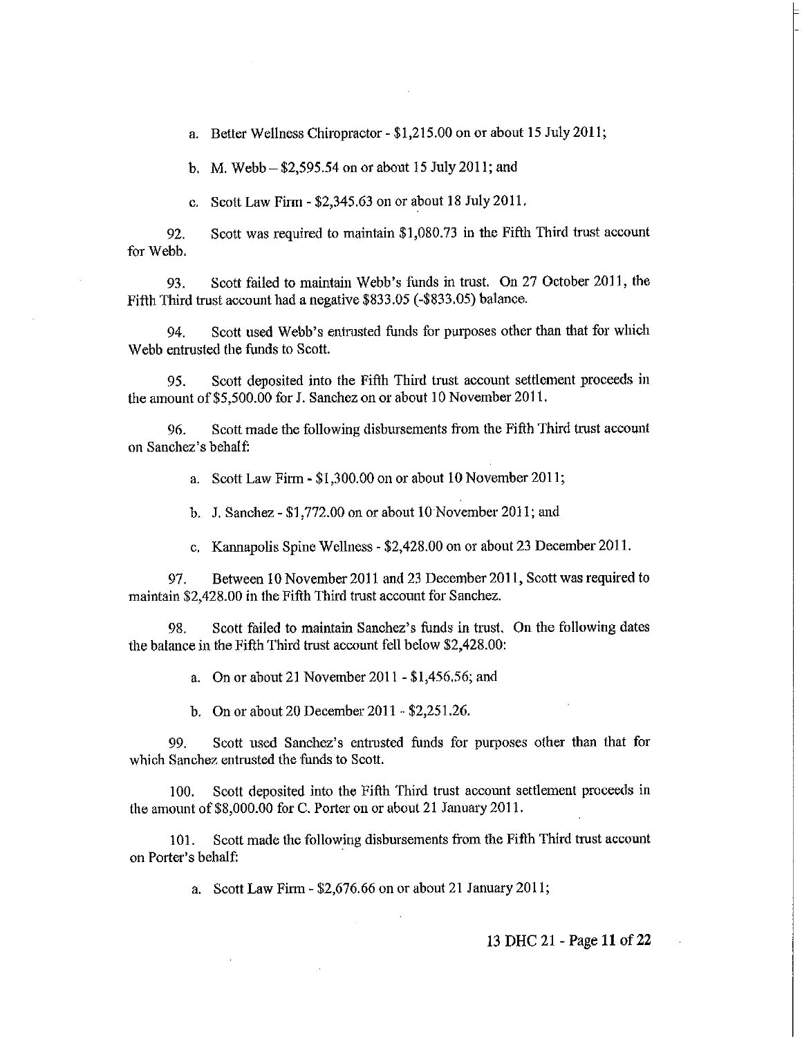a. Better Wellness Chiropractor - $1,215.00 on or about 15 July 2011;

b. M. Webb – $2,595.54 on or about 15 July 2011; and

c. Scott Law Firm - $2,345.63 on or about 18 July 2011.

92. Scott was required to maintain $1,080.73 in the Fifth Third trust account for Webb.

93. Scott failed to maintain Webb's funds in trust. On 27 October 2011, the Fifth Third trust account had a negative $833.05 (-$833.05) balance.

94. Scott used Webb's entrusted funds for purposes other than that for which Webb entrusted the funds to Scott.

95. Scott deposited into the Fifth Third trust account settlement proceeds in the amount of $5,500.00 for J. Sanchez on or about 10 November 2011.

96. Scott made the following disbursements from the Fifth Third trust account on Sanchez's behalf:

a. Scott Law Firm - $1,300.00 on or about 10 November 2011;

b. J. Sanchez - $1,772.00 on or about 10 November 2011; and

c. Kannapolis Spine Wellness - $2,428.00 on or about 23 December 2011.

97. Between 10 November 2011 and 23 December 2011, Scott was required to maintain $2,428.00 in the Fifth Third trust account for Sanchez.

98. Scott failed to maintain Sanchez's funds in trust. On the following dates the balance in the Fifth Third trust account fell below $2,428.00:

a. On or about 21 November 2011 - $1,456.56; and

b. On or about 20 December 2011 - $2,251.26.

99. Scott used Sanchez's entrusted funds for purposes other than that for which Sanchez entrusted the funds to Scott.

100. Scott deposited into the Fifth Third trust account settlement proceeds in the amount of $8,000.00 for C. Porter on or about 21 January 2011.

101. Scott made the following disbursements from the Fifth Third trust account on Porter's behalf:

a. Scott Law Firm - $2,676.66 on or about 21 January 2011;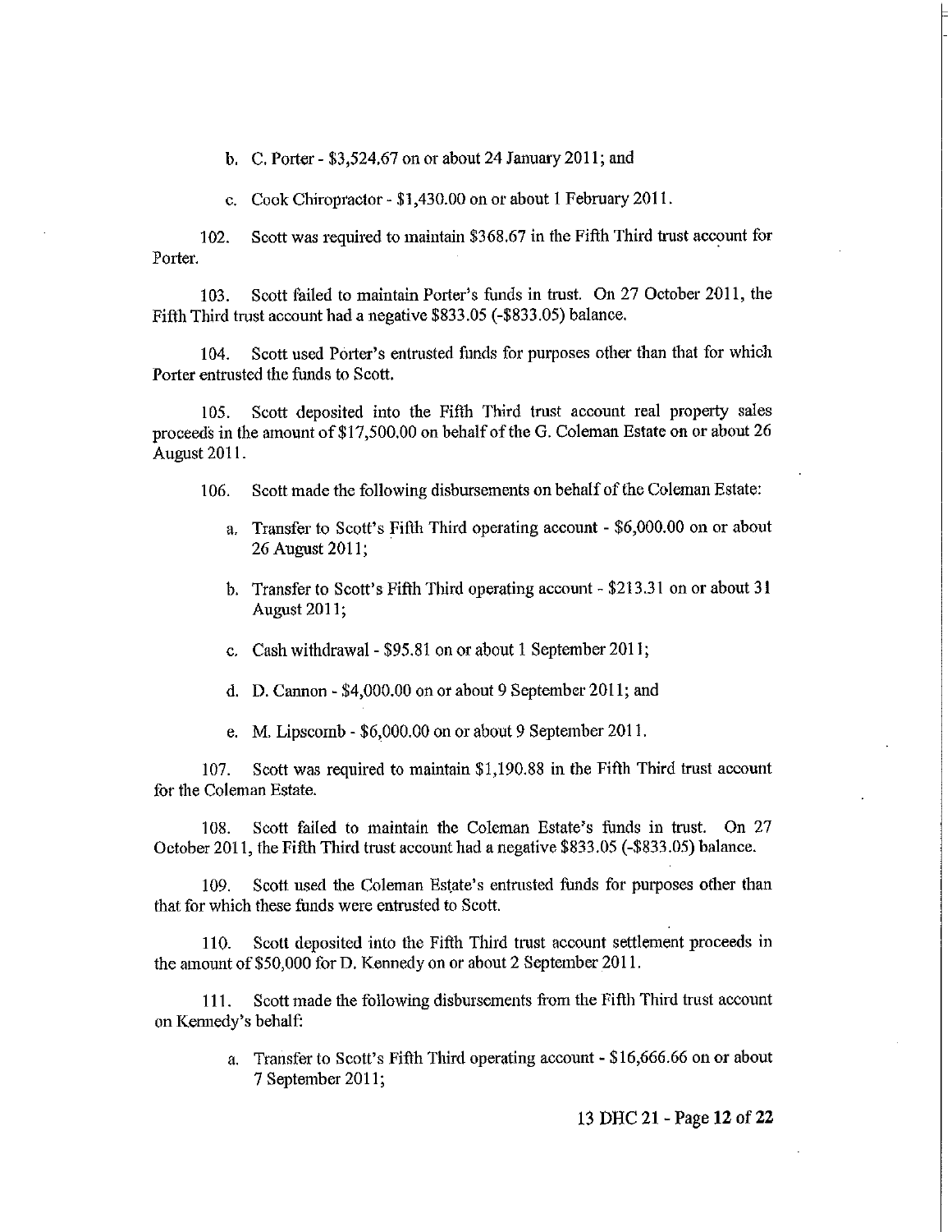b. C. Porter - $3,524.67 on or about 24 January 2011; and

c. Cook Chiropractor - $1,430.00 on or about 1 February 2011.

102. Scott was required to maintain $368.67 in the Fifth Third trust account for Porter.

103. Scott failed to maintain Porter's funds in trust. On 27 October 2011, the Fifth Third trust account had a negative $833.05 (-$833.05) balance.

104. Scott used Porter's entrusted funds for purposes other than that for which Porter entrusted the funds to Scott.

105. Scott deposited into the Fifth Third trust account real property sales proceeds in the amount of $17,500.00 on behalf of the G. Coleman Estate on or about 26 August 2011.

106. Scott made the following disbursements on behalf of the Coleman Estate:

a. Transfer to Scott's Fifth Third operating account - $6,000.00 on or about 26 August 2011;

b. Transfer to Scott's Fifth Third operating account - $213.31 on or about 31 August 2011;

c. Cash withdrawal - $95.81 on or about 1 September 2011;

d. D. Cannon - $4,000.00 on or about 9 September 2011; and

e. M. Lipscomb - $6,000.00 on or about 9 September 2011.

107. Scott was required to maintain $1,190.88 in the Fifth Third trust account for the Coleman Estate.

108. Scott failed to maintain the Coleman Estate's funds in trust. On 27 October 2011, the Fifth Third trust account had a negative $833.05 (-$833.05) balance.

109. Scott used the Coleman Estate's entrusted funds for purposes other than that for which these funds were entrusted to Scott.

110. Scott deposited into the Fifth Third trust account settlement proceeds in the amount of $50,000 for D. Kennedy on or about 2 September 2011.

111. Scott made the following disbursements from the Fifth Third trust account on Kennedy's behalf:

a. Transfer to Scott's Fifth Third operating account - $16,666.66 on or about 7 September 2011;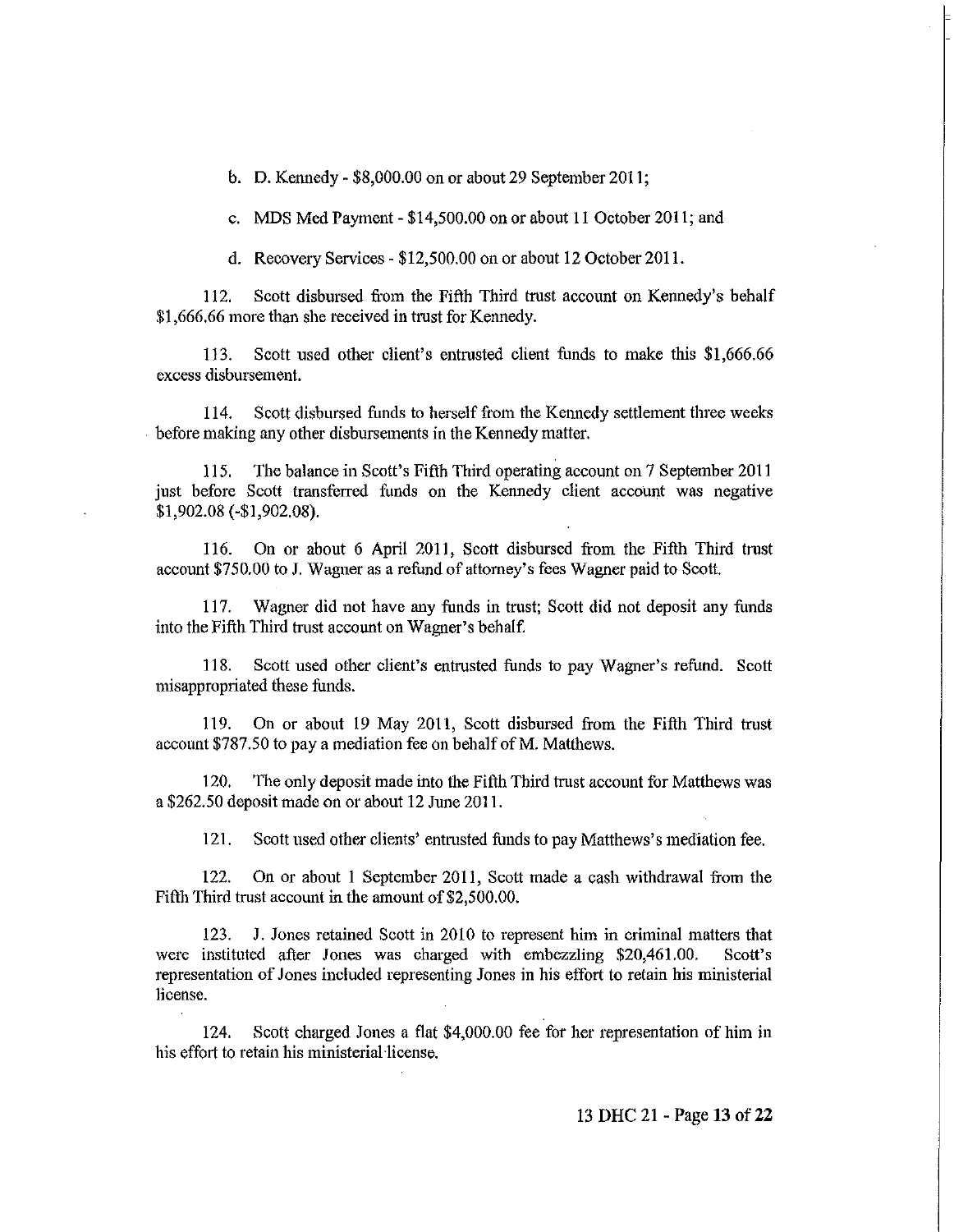b. D. Kennedy - $8,000.00 on or about 29 September 2011;

c. MDS Med Payment - $14,500.00 on or about 11 October 2011; and

d. Recovery Services - $12,500.00 on or about 12 October 2011.

112. Scott disbursed from the Fifth Third trust account on Kennedy's behalf $1,666.66 more than she received in trust for Kennedy.

113. Scott used other client's entrusted client funds to make this $1,666.66 excess disbursement.

114. Scott disbursed funds to herself from the Kennedy settlement three weeks before making any other disbursements in the Kennedy matter.

115. The balance in Scott's Fifth Third operating account on 7 September 2011 just before Scott transferred funds on the Kennedy client account was negative $1,902.08 (-$1,902.08).

116. On or about 6 April 2011, Scott disbursed from the Fifth Third trust account $750.00 to J. Wagner as a refund of attorney's fees Wagner paid to Scott.

117. Wagner did not have any funds in trust; Scott did not deposit any funds into the Fifth Third trust account on Wagner's behalf.

118. Scott used other client's entrusted funds to pay Wagner's refund. Scott misappropriated these funds.

119. On or about 19 May 2011, Scott disbursed from the Fifth Third trust account $787.50 to pay a mediation fee on behalf of M. Matthews.

120. The only deposit made into the Fifth Third trust account for Matthews was a $262.50 deposit made on or about 12 June 2011.

121. Scott used other clients' entrusted funds to pay Matthews's mediation fee.

122. On or about 1 September 2011, Scott made a cash withdrawal from the Fifth Third trust account in the amount of $2,500.00.

123. J. Jones retained Scott in 2010 to represent him in criminal matters that were instituted after Jones was charged with embezzling $20,461.00. Scott's representation of Jones included representing Jones in his effort to retain his ministerial license.

124. Scott charged Jones a flat $4,000.00 fee for her representation of him in his effort to retain his ministerial license.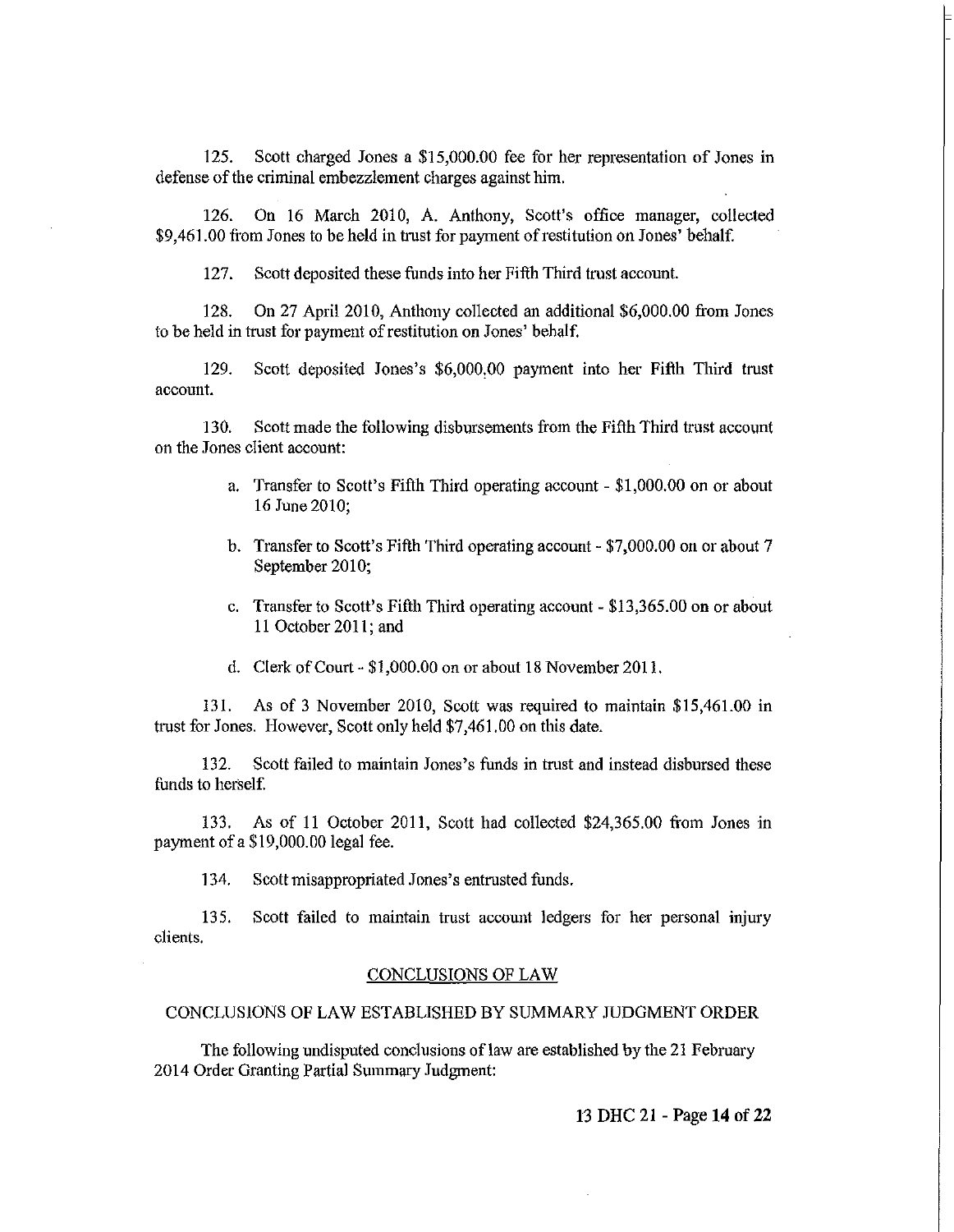125. Scott charged Jones a $15,000.00 fee for her representation of Jones in defense of the criminal embezzlement charges against him.

126. On 16 March 2010, A. Anthony, Scott's office manager, collected $9,461.00 from Jones to be held in trust for payment of restitution on Jones' behalf.

127. Scott deposited these funds into her Fifth Third trust account.

128. On 27 April 2010, Anthony collected an additional $6,000.00 from Jones to be held in trust for payment of restitution on Jones' behalf.

129. Scott deposited Jones's $6,000.00 payment into her Fifth Third trust account.

130. Scott made the following disbursements from the Fifth Third trust account on the Jones client account:

a. Transfer to Scott's Fifth Third operating account - $1,000.00 on or about 16 June 2010;

b. Transfer to Scott's Fifth Third operating account - $7,000.00 on or about 7 September 2010;

c. Transfer to Scott's Fifth Third operating account - $13,365.00 on or about 11 October 2011; and

d. Clerk of Court - $1,000.00 on or about 18 November 2011.

131. As of 3 November 2010, Scott was required to maintain $15,461.00 in trust for Jones. However, Scott only held $7,461.00 on this date.

132. Scott failed to maintain Jones's funds in trust and instead disbursed these funds to herself.

133. As of 11 October 2011, Scott had collected $24,365.00 from Jones in payment of a $19,000.00 legal fee.

134. Scott misappropriated Jones's entrusted funds.

135. Scott failed to maintain trust account ledgers for her personal injury clients.

## CONCLUSIONS OF LAW

### CONCLUSIONS OF LAW ESTABLISHED BY SUMMARY JUDGMENT ORDER

The following undisputed conclusions of law are established by the 21 February 2014 Order Granting Partial Summary Judgment: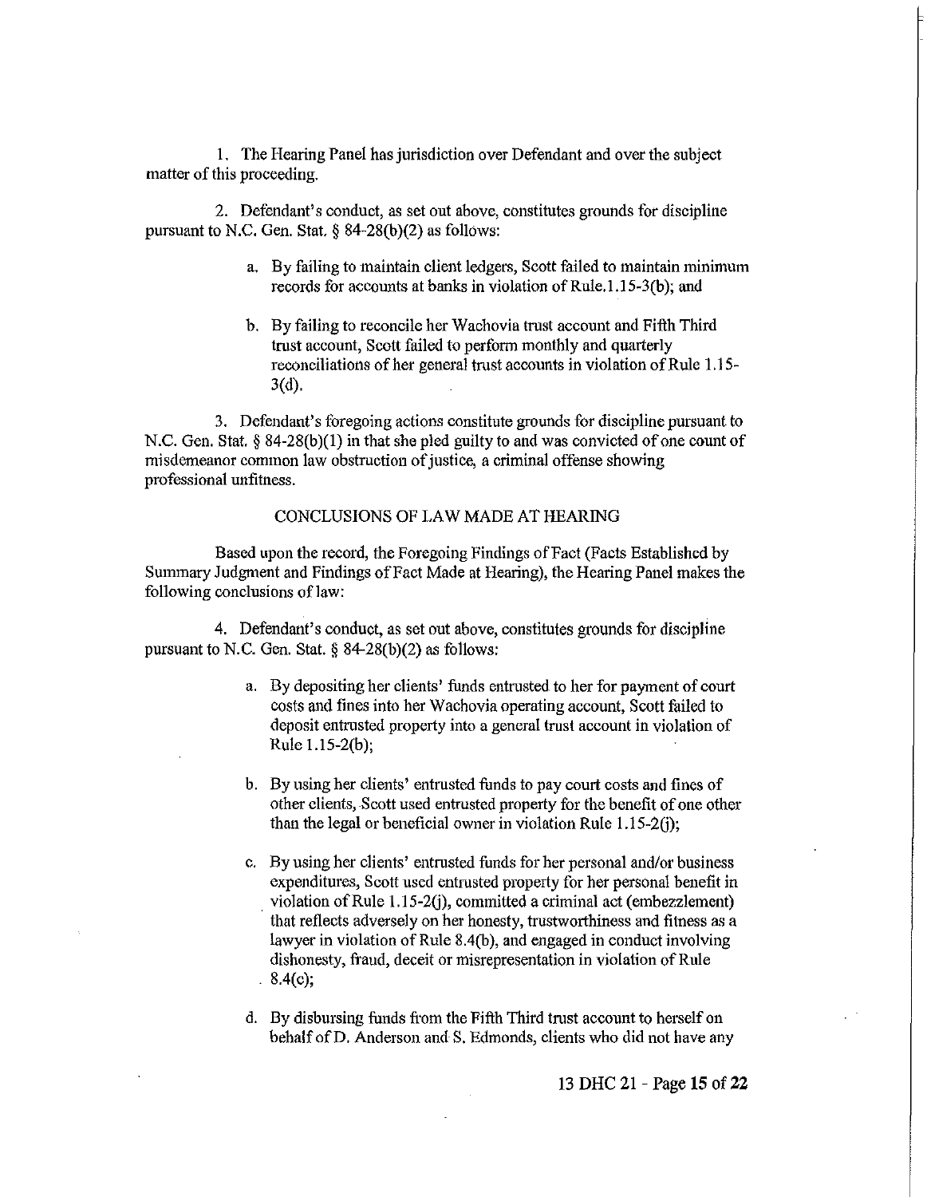1. The Hearing Panel has jurisdiction over Defendant and over the subject matter of this proceeding.

2. Defendant's conduct, as set out above, constitutes grounds for discipline pursuant to N.C. Gen. Stat. § 84-28(b)(2) as follows:

   a. By failing to maintain client ledgers, Scott failed to maintain minimum records for accounts at banks in violation of Rule.1.15-3(b); and

   b. By failing to reconcile her Wachovia trust account and Fifth Third trust account, Scott failed to perform monthly and quarterly reconciliations of her general trust accounts in violation of Rule 1.15-3(d).

3. Defendant's foregoing actions constitute grounds for discipline pursuant to N.C. Gen. Stat. § 84-28(b)(1) in that she pled guilty to and was convicted of one count of misdemeanor common law obstruction of justice, a criminal offense showing professional unfitness.

## CONCLUSIONS OF LAW MADE AT HEARING

Based upon the record, the Foregoing Findings of Fact (Facts Established by Summary Judgment and Findings of Fact Made at Hearing), the Hearing Panel makes the following conclusions of law:

4. Defendant's conduct, as set out above, constitutes grounds for discipline pursuant to N.C. Gen. Stat. § 84-28(b)(2) as follows:

   a. By depositing her clients' funds entrusted to her for payment of court costs and fines into her Wachovia operating account, Scott failed to deposit entrusted property into a general trust account in violation of Rule 1.15-2(b);

   b. By using her clients' entrusted funds to pay court costs and fines of other clients, Scott used entrusted property for the benefit of one other than the legal or beneficial owner in violation Rule 1.15-2(j);

   c. By using her clients' entrusted funds for her personal and/or business expenditures, Scott used entrusted property for her personal benefit in violation of Rule 1.15-2(j), committed a criminal act (embezzlement) that reflects adversely on her honesty, trustworthiness and fitness as a lawyer in violation of Rule 8.4(b), and engaged in conduct involving dishonesty, fraud, deceit or misrepresentation in violation of Rule 8.4(c);

   d. By disbursing funds from the Fifth Third trust account to herself on behalf of D. Anderson and S. Edmonds, clients who did not have any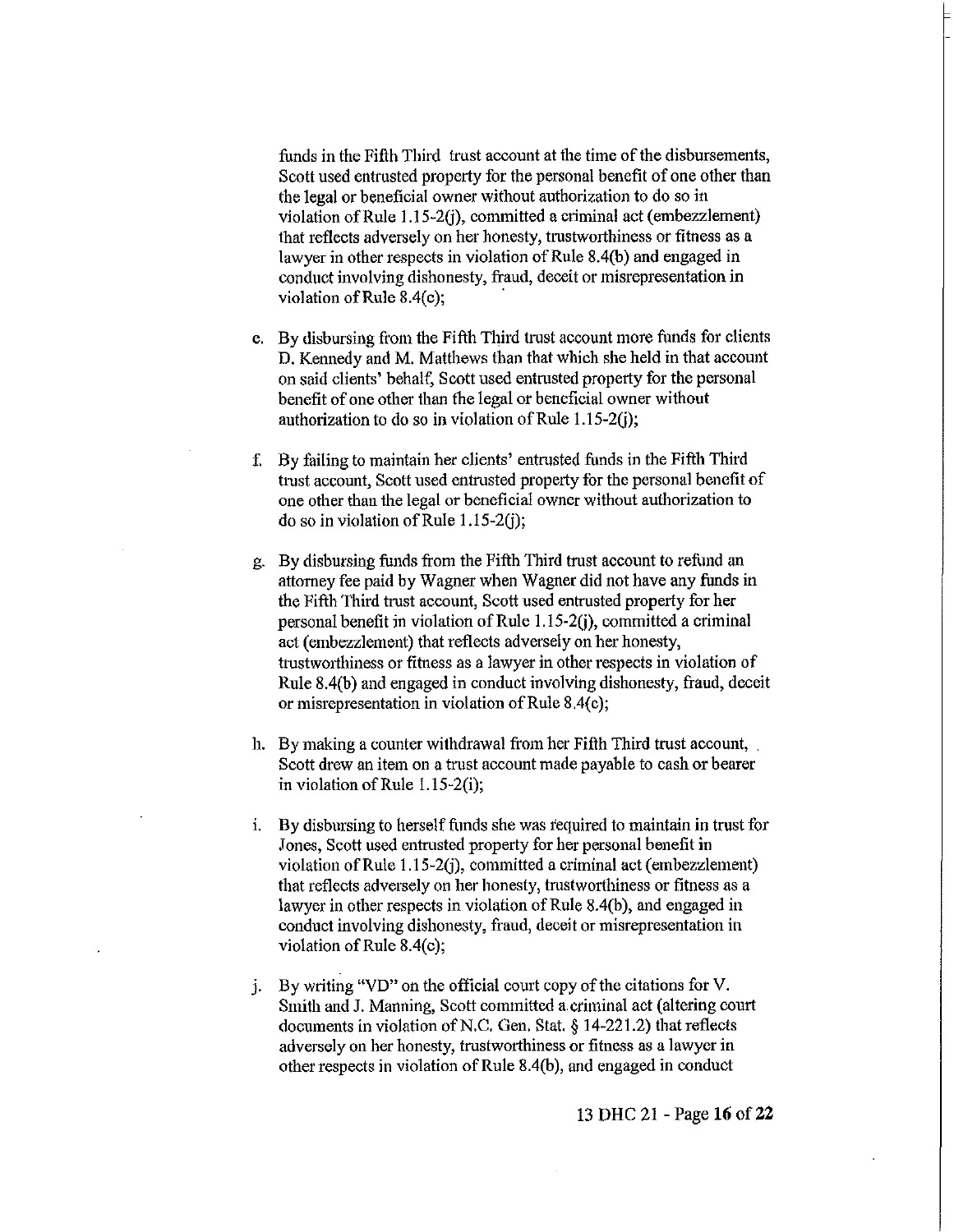funds in the Fifth Third trust account at the time of the disbursements, Scott used entrusted property for the personal benefit of one other than the legal or beneficial owner without authorization to do so in violation of Rule 1.15-2(j), committed a criminal act (embezzlement) that reflects adversely on her honesty, trustworthiness or fitness as a lawyer in other respects in violation of Rule 8.4(b) and engaged in conduct involving dishonesty, fraud, deceit or misrepresentation in violation of Rule 8.4(c);

e. By disbursing from the Fifth Third trust account more funds for clients D. Kennedy and M. Matthews than that which she held in that account on said clients' behalf, Scott used entrusted property for the personal benefit of one other than the legal or beneficial owner without authorization to do so in violation of Rule 1.15-2(j);

f. By failing to maintain her clients' entrusted funds in the Fifth Third trust account, Scott used entrusted property for the personal benefit of one other than the legal or beneficial owner without authorization to do so in violation of Rule 1.15-2(j);

g. By disbursing funds from the Fifth Third trust account to refund an attorney fee paid by Wagner when Wagner did not have any funds in the Fifth Third trust account, Scott used entrusted property for her personal benefit in violation of Rule 1.15-2(j), committed a criminal act (embezzlement) that reflects adversely on her honesty, trustworthiness or fitness as a lawyer in other respects in violation of Rule 8.4(b) and engaged in conduct involving dishonesty, fraud, deceit or misrepresentation in violation of Rule 8.4(c);

h. By making a counter withdrawal from her Fifth Third trust account, Scott drew an item on a trust account made payable to cash or bearer in violation of Rule 1.15-2(i);

i. By disbursing to herself funds she was required to maintain in trust for Jones, Scott used entrusted property for her personal benefit in violation of Rule 1.15-2(j), committed a criminal act (embezzlement) that reflects adversely on her honesty, trustworthiness or fitness as a lawyer in other respects in violation of Rule 8.4(b), and engaged in conduct involving dishonesty, fraud, deceit or misrepresentation in violation of Rule 8.4(c);

j. By writing "VD" on the official court copy of the citations for V. Smith and J. Manning, Scott committed a criminal act (altering court documents in violation of N.C. Gen. Stat. § 14-221.2) that reflects adversely on her honesty, trustworthiness or fitness as a lawyer in other respects in violation of Rule 8.4(b), and engaged in conduct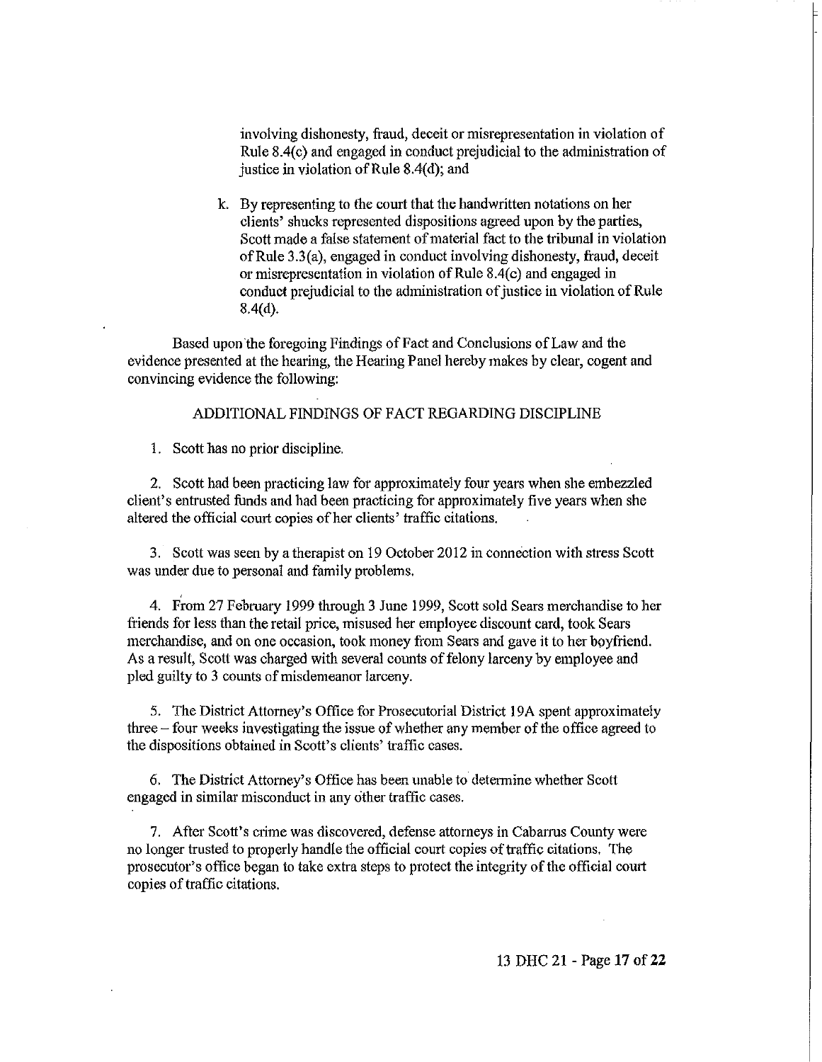involving dishonesty, fraud, deceit or misrepresentation in violation of Rule 8.4(c) and engaged in conduct prejudicial to the administration of justice in violation of Rule 8.4(d); and

k. By representing to the court that the handwritten notations on her clients' shucks represented dispositions agreed upon by the parties, Scott made a false statement of material fact to the tribunal in violation of Rule 3.3(a), engaged in conduct involving dishonesty, fraud, deceit or misrepresentation in violation of Rule 8.4(c) and engaged in conduct prejudicial to the administration of justice in violation of Rule 8.4(d).

Based upon the foregoing Findings of Fact and Conclusions of Law and the evidence presented at the hearing, the Hearing Panel hereby makes by clear, cogent and convincing evidence the following:

## ADDITIONAL FINDINGS OF FACT REGARDING DISCIPLINE

1. Scott has no prior discipline.

2. Scott had been practicing law for approximately four years when she embezzled client's entrusted funds and had been practicing for approximately five years when she altered the official court copies of her clients' traffic citations.

3. Scott was seen by a therapist on 19 October 2012 in connection with stress Scott was under due to personal and family problems.

4. From 27 February 1999 through 3 June 1999, Scott sold Sears merchandise to her friends for less than the retail price, misused her employee discount card, took Sears merchandise, and on one occasion, took money from Sears and gave it to her boyfriend. As a result, Scott was charged with several counts of felony larceny by employee and pled guilty to 3 counts of misdemeanor larceny.

5. The District Attorney's Office for Prosecutorial District 19A spent approximately three – four weeks investigating the issue of whether any member of the office agreed to the dispositions obtained in Scott's clients' traffic cases.

6. The District Attorney's Office has been unable to determine whether Scott engaged in similar misconduct in any other traffic cases.

7. After Scott's crime was discovered, defense attorneys in Cabarrus County were no longer trusted to properly handle the official court copies of traffic citations. The prosecutor's office began to take extra steps to protect the integrity of the official court copies of traffic citations.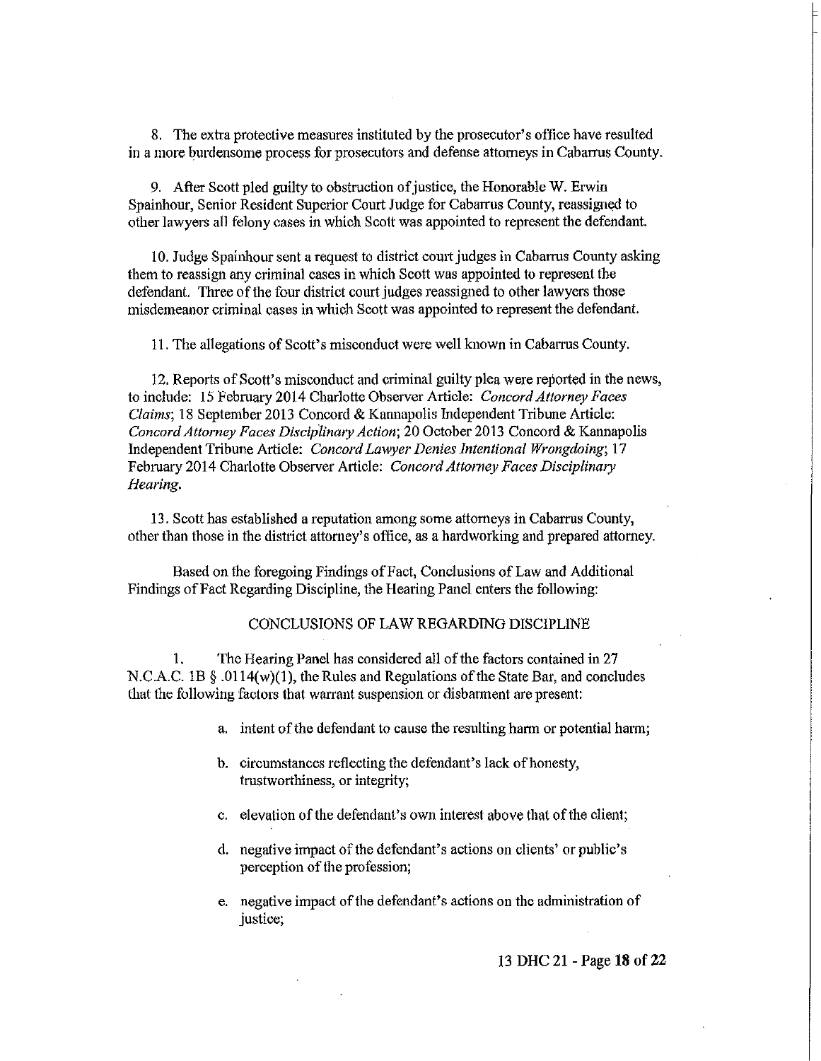8. The extra protective measures instituted by the prosecutor's office have resulted in a more burdensome process for prosecutors and defense attorneys in Cabarrus County.

9. After Scott pled guilty to obstruction of justice, the Honorable W. Erwin Spainhour, Senior Resident Superior Court Judge for Cabarrus County, reassigned to other lawyers all felony cases in which Scott was appointed to represent the defendant.

10. Judge Spainhour sent a request to district court judges in Cabarrus County asking them to reassign any criminal cases in which Scott was appointed to represent the defendant. Three of the four district court judges reassigned to other lawyers those misdemeanor criminal cases in which Scott was appointed to represent the defendant.

11. The allegations of Scott's misconduct were well known in Cabarrus County.

12. Reports of Scott's misconduct and criminal guilty plea were reported in the news, to include: 15 February 2014 Charlotte Observer Article: *Concord Attorney Faces Claims*; 18 September 2013 Concord & Kannapolis Independent Tribune Article: *Concord Attorney Faces Disciplinary Action*; 20 October 2013 Concord & Kannapolis Independent Tribune Article: *Concord Lawyer Denies Intentional Wrongdoing*; 17 February 2014 Charlotte Observer Article: *Concord Attorney Faces Disciplinary Hearing.*

13. Scott has established a reputation among some attorneys in Cabarrus County, other than those in the district attorney's office, as a hardworking and prepared attorney.

Based on the foregoing Findings of Fact, Conclusions of Law and Additional Findings of Fact Regarding Discipline, the Hearing Panel enters the following:

## CONCLUSIONS OF LAW REGARDING DISCIPLINE

1. The Hearing Panel has considered all of the factors contained in 27 N.C.A.C. 1B § .0114(w)(1), the Rules and Regulations of the State Bar, and concludes that the following factors that warrant suspension or disbarment are present:

   a. intent of the defendant to cause the resulting harm or potential harm;

   b. circumstances reflecting the defendant's lack of honesty, trustworthiness, or integrity;

   c. elevation of the defendant's own interest above that of the client;

   d. negative impact of the defendant's actions on clients' or public's perception of the profession;

   e. negative impact of the defendant's actions on the administration of justice;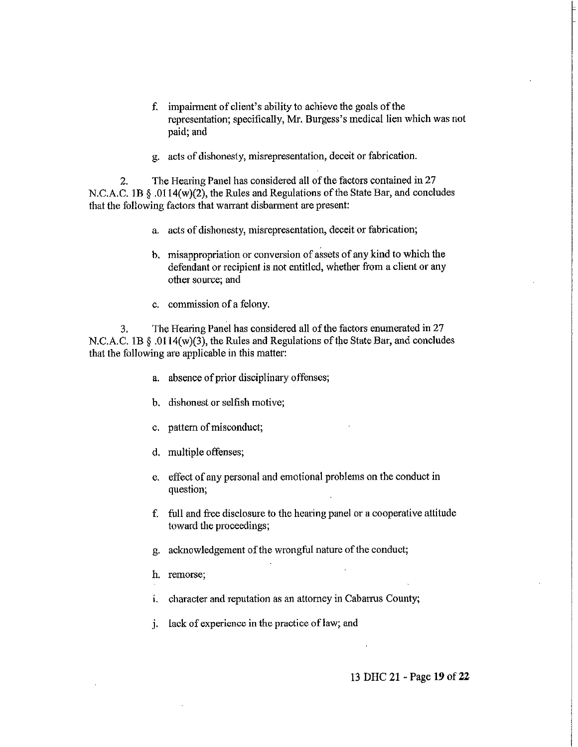f. impairment of client's ability to achieve the goals of the representation; specifically, Mr. Burgess's medical lien which was not paid; and

g. acts of dishonesty, misrepresentation, deceit or fabrication.

2. The Hearing Panel has considered all of the factors contained in 27 N.C.A.C. 1B § .0114(w)(2), the Rules and Regulations of the State Bar, and concludes that the following factors that warrant disbarment are present:

a. acts of dishonesty, misrepresentation, deceit or fabrication;

b. misappropriation or conversion of assets of any kind to which the defendant or recipient is not entitled, whether from a client or any other source; and

c. commission of a felony.

3. The Hearing Panel has considered all of the factors enumerated in 27 N.C.A.C. 1B § .0114(w)(3), the Rules and Regulations of the State Bar, and concludes that the following are applicable in this matter:

a. absence of prior disciplinary offenses;

b. dishonest or selfish motive;

c. pattern of misconduct;

d. multiple offenses;

e. effect of any personal and emotional problems on the conduct in question;

f. full and free disclosure to the hearing panel or a cooperative attitude toward the proceedings;

g. acknowledgement of the wrongful nature of the conduct;

h. remorse;

i. character and reputation as an attorney in Cabarrus County;

j. lack of experience in the practice of law; and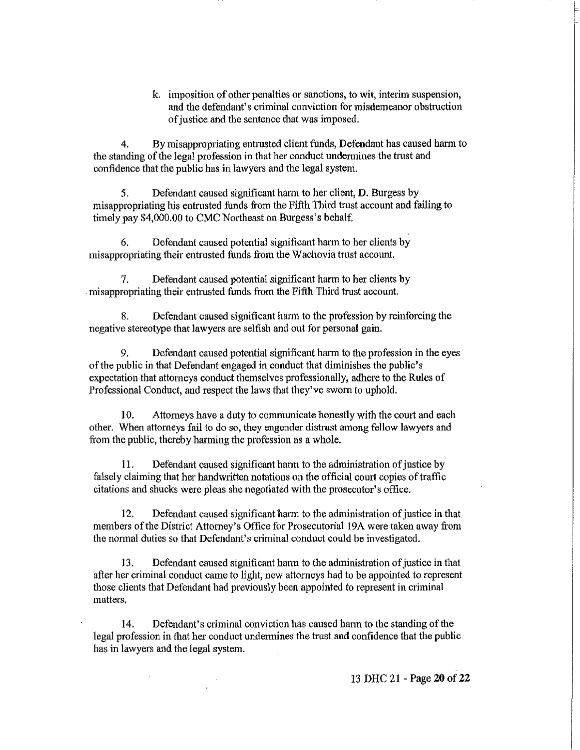k. imposition of other penalties or sanctions, to wit, interim suspension, and the defendant's criminal conviction for misdemeanor obstruction of justice and the sentence that was imposed.

4. By misappropriating entrusted client funds, Defendant has caused harm to the standing of the legal profession in that her conduct undermines the trust and confidence that the public has in lawyers and the legal system.

5. Defendant caused significant harm to her client, D. Burgess by misappropriating his entrusted funds from the Fifth Third trust account and failing to timely pay $4,000.00 to CMC Northeast on Burgess's behalf.

6. Defendant caused potential significant harm to her clients by misappropriating their entrusted funds from the Wachovia trust account.

7. Defendant caused potential significant harm to her clients by misappropriating their entrusted funds from the Fifth Third trust account.

8. Defendant caused significant harm to the profession by reinforcing the negative stereotype that lawyers are selfish and out for personal gain.

9. Defendant caused potential significant harm to the profession in the eyes of the public in that Defendant engaged in conduct that diminishes the public's expectation that attorneys conduct themselves professionally, adhere to the Rules of Professional Conduct, and respect the laws that they've sworn to uphold.

10. Attorneys have a duty to communicate honestly with the court and each other. When attorneys fail to do so, they engender distrust among fellow lawyers and from the public, thereby harming the profession as a whole.

11. Defendant caused significant harm to the administration of justice by falsely claiming that her handwritten notations on the official court copies of traffic citations and shucks were pleas she negotiated with the prosecutor's office.

12. Defendant caused significant harm to the administration of justice in that members of the District Attorney's Office for Prosecutorial 19A were taken away from the normal duties so that Defendant's criminal conduct could be investigated.

13. Defendant caused significant harm to the administration of justice in that after her criminal conduct came to light, new attorneys had to be appointed to represent those clients that Defendant had previously been appointed to represent in criminal matters.

14. Defendant's criminal conviction has caused harm to the standing of the legal profession in that her conduct undermines the trust and confidence that the public has in lawyers and the legal system.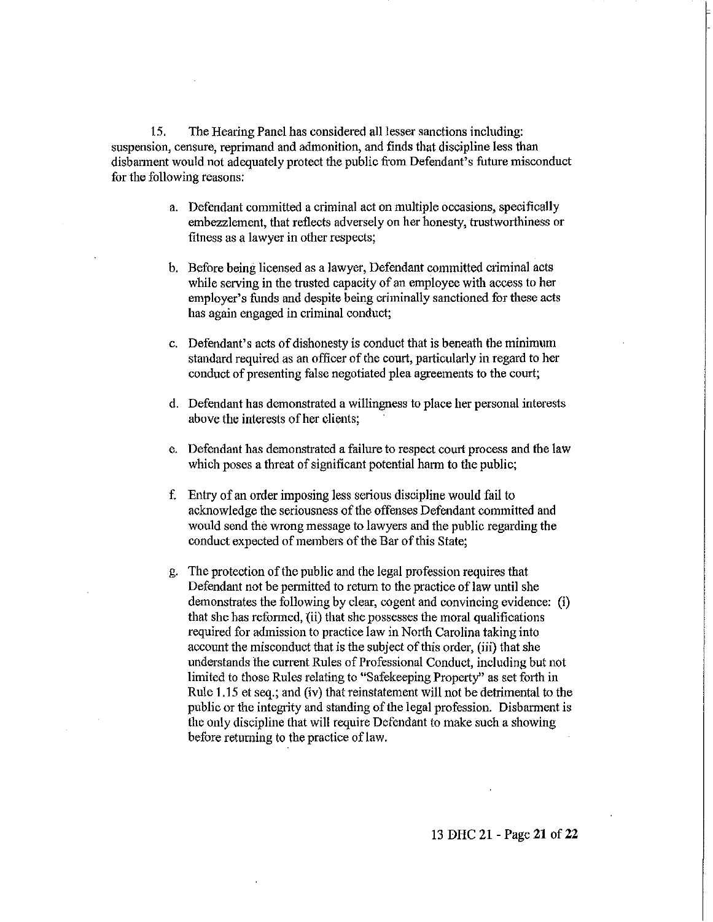15. The Hearing Panel has considered all lesser sanctions including: suspension, censure, reprimand and admonition, and finds that discipline less than disbarment would not adequately protect the public from Defendant's future misconduct for the following reasons:

a. Defendant committed a criminal act on multiple occasions, specifically embezzlement, that reflects adversely on her honesty, trustworthiness or fitness as a lawyer in other respects;

b. Before being licensed as a lawyer, Defendant committed criminal acts while serving in the trusted capacity of an employee with access to her employer's funds and despite being criminally sanctioned for these acts has again engaged in criminal conduct;

c. Defendant's acts of dishonesty is conduct that is beneath the minimum standard required as an officer of the court, particularly in regard to her conduct of presenting false negotiated plea agreements to the court;

d. Defendant has demonstrated a willingness to place her personal interests above the interests of her clients;

e. Defendant has demonstrated a failure to respect court process and the law which poses a threat of significant potential harm to the public;

f. Entry of an order imposing less serious discipline would fail to acknowledge the seriousness of the offenses Defendant committed and would send the wrong message to lawyers and the public regarding the conduct expected of members of the Bar of this State;

g. The protection of the public and the legal profession requires that Defendant not be permitted to return to the practice of law until she demonstrates the following by clear, cogent and convincing evidence: (i) that she has reformed, (ii) that she possesses the moral qualifications required for admission to practice law in North Carolina taking into account the misconduct that is the subject of this order, (iii) that she understands the current Rules of Professional Conduct, including but not limited to those Rules relating to "Safekeeping Property" as set forth in Rule 1.15 et seq.; and (iv) that reinstatement will not be detrimental to the public or the integrity and standing of the legal profession. Disbarment is the only discipline that will require Defendant to make such a showing before returning to the practice of law.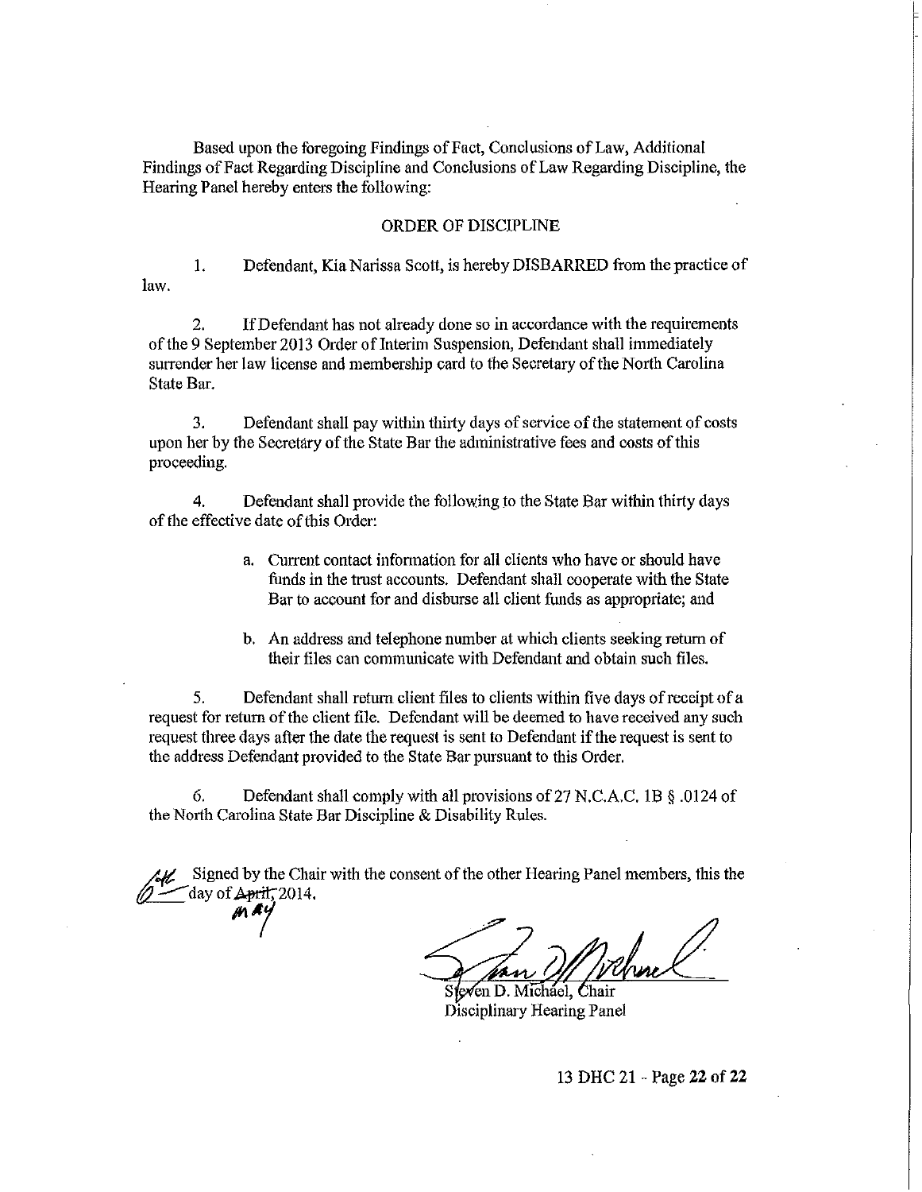Based upon the foregoing Findings of Fact, Conclusions of Law, Additional Findings of Fact Regarding Discipline and Conclusions of Law Regarding Discipline, the Hearing Panel hereby enters the following:

## ORDER OF DISCIPLINE

1. Defendant, Kia Narissa Scott, is hereby DISBARRED from the practice of law.

2. If Defendant has not already done so in accordance with the requirements of the 9 September 2013 Order of Interim Suspension, Defendant shall immediately surrender her law license and membership card to the Secretary of the North Carolina State Bar.

3. Defendant shall pay within thirty days of service of the statement of costs upon her by the Secretary of the State Bar the administrative fees and costs of this proceeding.

4. Defendant shall provide the following to the State Bar within thirty days of the effective date of this Order:

   a. Current contact information for all clients who have or should have funds in the trust accounts. Defendant shall cooperate with the State Bar to account for and disburse all client funds as appropriate; and

   b. An address and telephone number at which clients seeking return of their files can communicate with Defendant and obtain such files.

5. Defendant shall return client files to clients within five days of receipt of a request for return of the client file. Defendant will be deemed to have received any such request three days after the date the request is sent to Defendant if the request is sent to the address Defendant provided to the State Bar pursuant to this Order.

6. Defendant shall comply with all provisions of 27 N.C.A.C. 1B § .0124 of the North Carolina State Bar Discipline & Disability Rules.

Signed by the Chair with the consent of the other Hearing Panel members, this the 6th day of ~~April,~~ May 2014.

Steven D. Michael, Chair
Disciplinary Hearing Panel

13 DHC 21